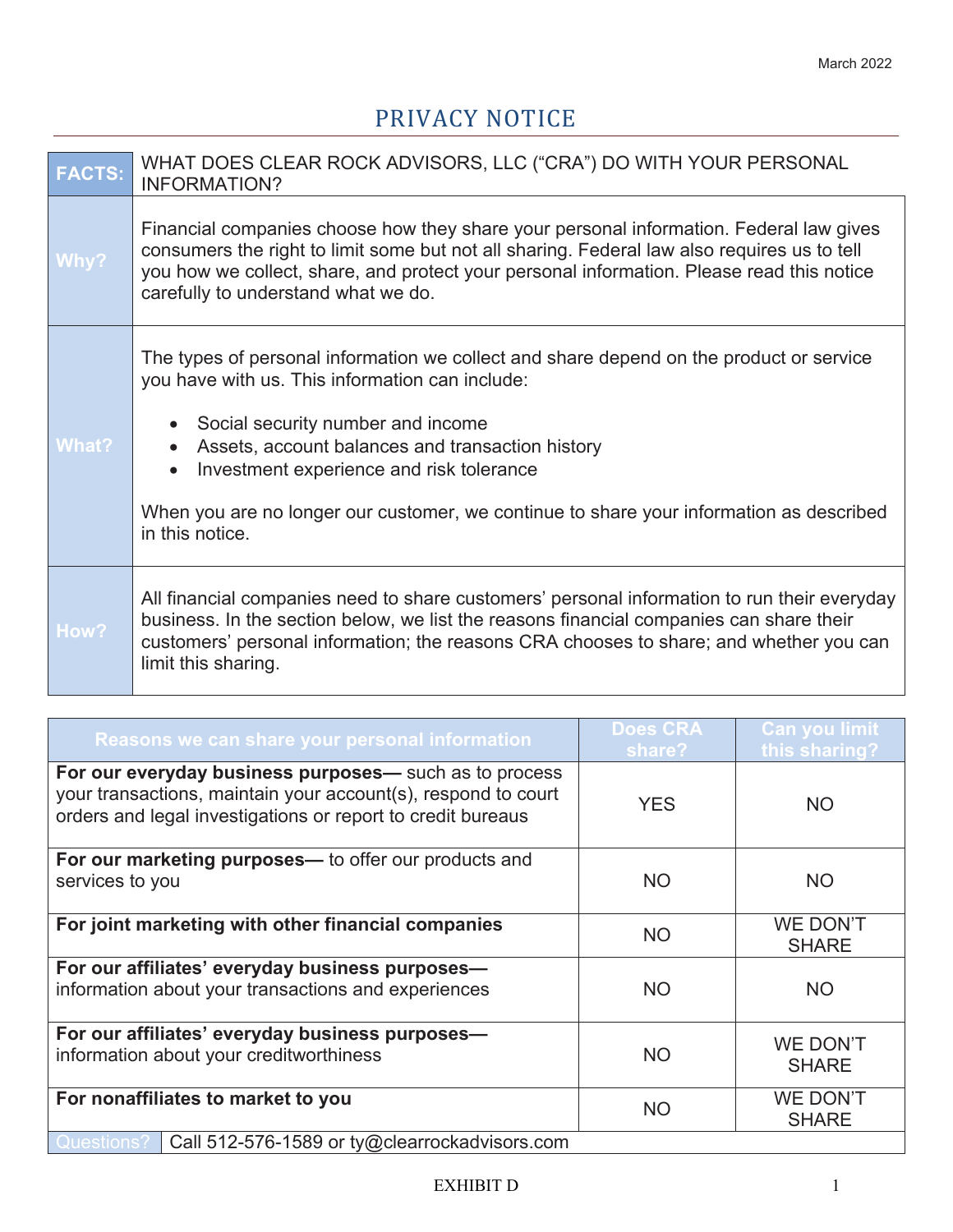March 2022

# PRIVACY NOTICE

| **FACTS:** | WHAT DOES CLEAR ROCK ADVISORS, LLC ("CRA") DO WITH YOUR PERSONAL INFORMATION? |
|---|---|
| **Why?** | Financial companies choose how they share your personal information. Federal law gives consumers the right to limit some but not all sharing. Federal law also requires us to tell you how we collect, share, and protect your personal information. Please read this notice carefully to understand what we do. |
| **What?** | The types of personal information we collect and share depend on the product or service you have with us. This information can include:<br>• Social security number and income<br>• Assets, account balances and transaction history<br>• Investment experience and risk tolerance<br><br>When you are no longer our customer, we continue to share your information as described in this notice. |
| **How?** | All financial companies need to share customers' personal information to run their everyday business. In the section below, we list the reasons financial companies can share their customers' personal information; the reasons CRA chooses to share; and whether you can limit this sharing. |

| Reasons we can share your personal information | Does CRA share? | Can you limit this sharing? |
|---|---|---|
| **For our everyday business purposes—** such as to process your transactions, maintain your account(s), respond to court orders and legal investigations or report to credit bureaus | YES | NO |
| **For our marketing purposes—** to offer our products and services to you | NO | NO |
| **For joint marketing with other financial companies** | NO | WE DON'T SHARE |
| **For our affiliates' everyday business purposes—** information about your transactions and experiences | NO | NO |
| **For our affiliates' everyday business purposes—** information about your creditworthiness | NO | WE DON'T SHARE |
| **For nonaffiliates to market to you** | NO | WE DON'T SHARE |

| Questions? | Call 512-576-1589 or ty@clearrockadvisors.com |
|---|---|

EXHIBIT D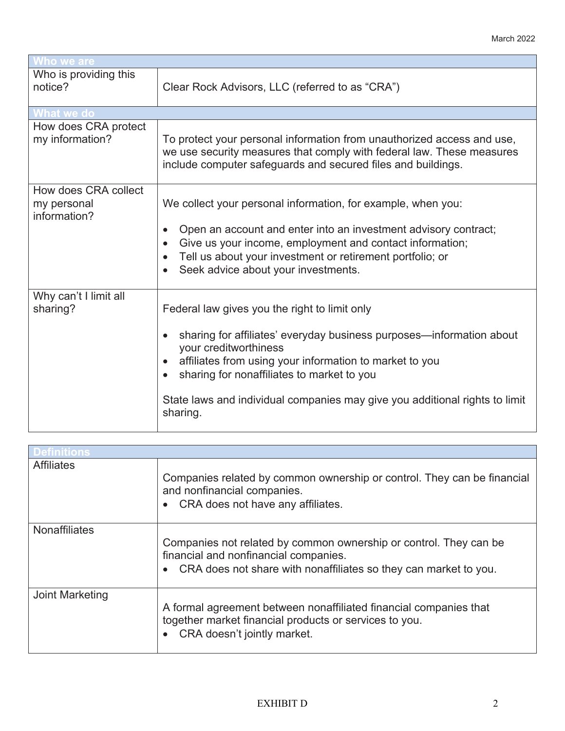March 2022

| Who we are | |
|---|---|
| Who is providing this notice? | Clear Rock Advisors, LLC (referred to as "CRA") |
| **What we do** | |
| How does CRA protect my information? | To protect your personal information from unauthorized access and use, we use security measures that comply with federal law. These measures include computer safeguards and secured files and buildings. |
| How does CRA collect my personal information? | We collect your personal information, for example, when you:<br>• Open an account and enter into an investment advisory contract;<br>• Give us your income, employment and contact information;<br>• Tell us about your investment or retirement portfolio; or<br>• Seek advice about your investments. |
| Why can't I limit all sharing? | Federal law gives you the right to limit only<br>• sharing for affiliates' everyday business purposes—information about your creditworthiness<br>• affiliates from using your information to market to you<br>• sharing for nonaffiliates to market to you<br><br>State laws and individual companies may give you additional rights to limit sharing. |

| Definitions | |
|---|---|
| Affiliates | Companies related by common ownership or control. They can be financial and nonfinancial companies.<br>• CRA does not have any affiliates. |
| Nonaffiliates | Companies not related by common ownership or control. They can be financial and nonfinancial companies.<br>• CRA does not share with nonaffiliates so they can market to you. |
| Joint Marketing | A formal agreement between nonaffiliated financial companies that together market financial products or services to you.<br>• CRA doesn't jointly market. |

EXHIBIT D